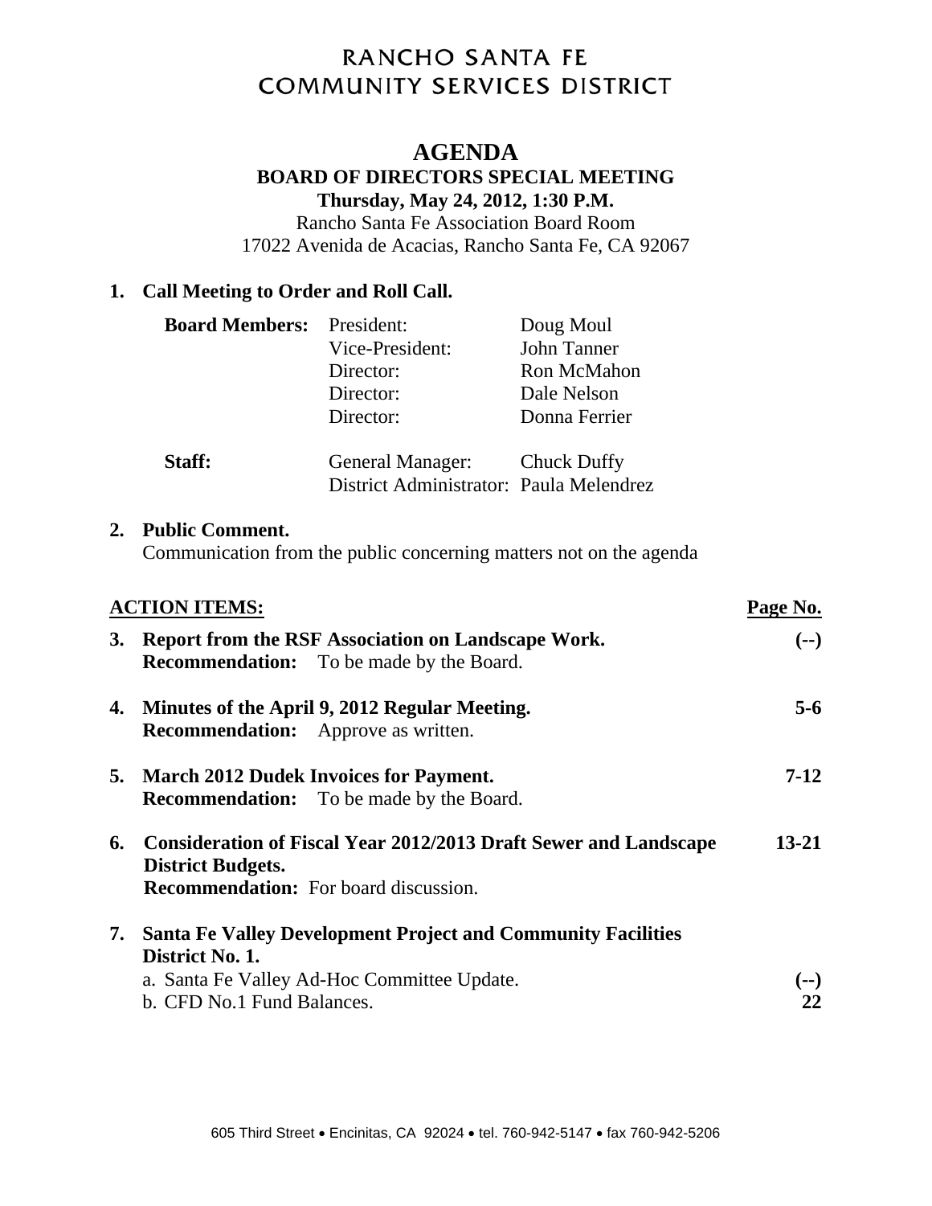# RANCHO SANTA FE COMMUNITY SERVICES DISTRICT

## AGENDA

### BOARD OF DIRECTORS SPECIAL MEETING

**Thursday, May 24, 2012, 1:30 P.M.**

Rancho Santa Fe Association Board Room
17022 Avenida de Acacias, Rancho Santa Fe, CA 92067

**1. Call Meeting to Order and Roll Call.**

| | | |
|---|---|---|
| **Board Members:** | President: | Doug Moul |
| | Vice-President: | John Tanner |
| | Director: | Ron McMahon |
| | Director: | Dale Nelson |
| | Director: | Donna Ferrier |
| **Staff:** | General Manager: | Chuck Duffy |
| | District Administrator: | Paula Melendrez |

**2. Public Comment.**
Communication from the public concerning matters not on the agenda

| **ACTION ITEMS:** | **Page No.** |
|---|---|
| **3. Report from the RSF Association on Landscape Work.** **Recommendation:** To be made by the Board. | **(--)** |
| **4. Minutes of the April 9, 2012 Regular Meeting.** **Recommendation:** Approve as written. | **5-6** |
| **5. March 2012 Dudek Invoices for Payment.** **Recommendation:** To be made by the Board. | **7-12** |
| **6. Consideration of Fiscal Year 2012/2013 Draft Sewer and Landscape District Budgets.** **Recommendation:** For board discussion. | **13-21** |
| **7. Santa Fe Valley Development Project and Community Facilities District No. 1.** | |
| a. Santa Fe Valley Ad-Hoc Committee Update. | **(--)** |
| b. CFD No.1 Fund Balances. | **22** |

605 Third Street • Encinitas, CA 92024 • tel. 760-942-5147 • fax 760-942-5206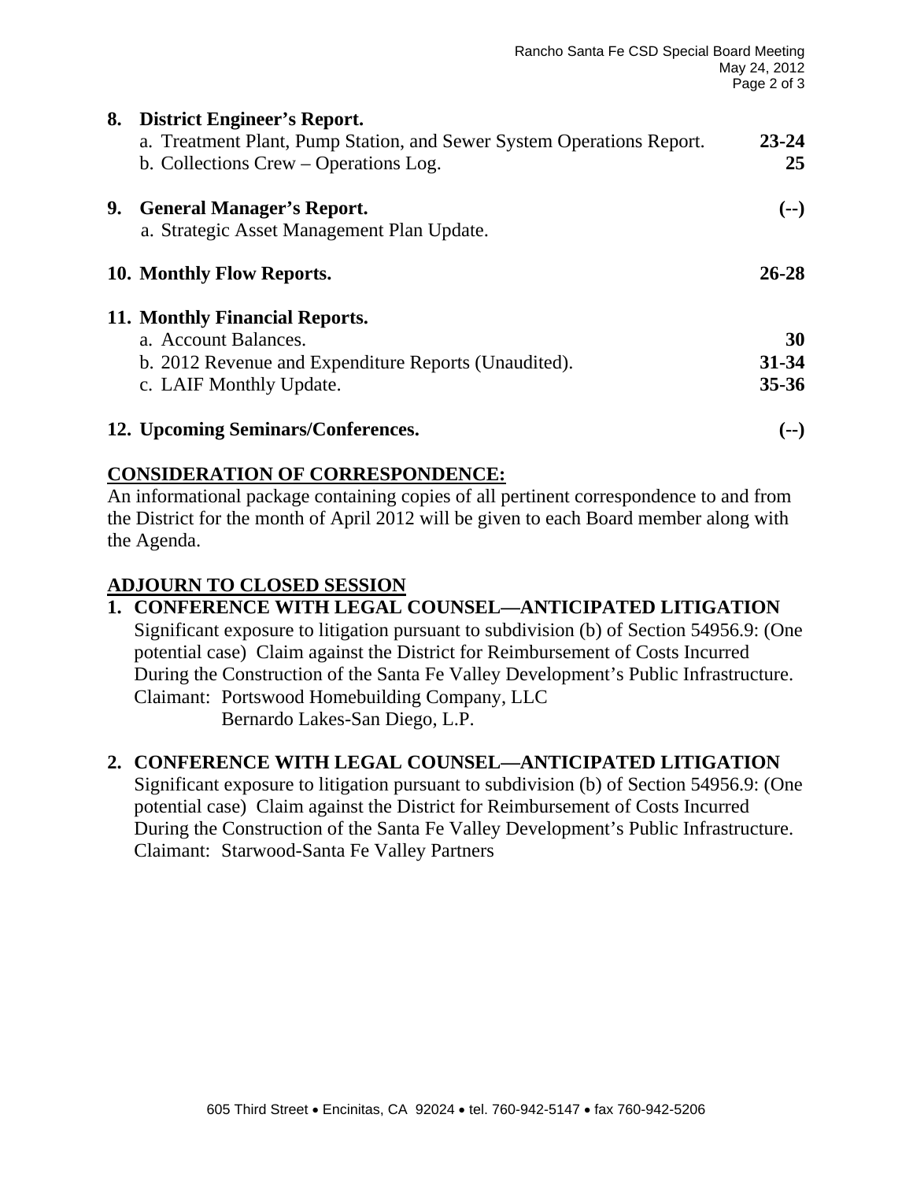**8. District Engineer's Report.**

a. Treatment Plant, Pump Station, and Sewer System Operations Report. **23-24**

b. Collections Crew – Operations Log. **25**

**9. General Manager's Report.** **(--)**

a. Strategic Asset Management Plan Update.

**10. Monthly Flow Reports.** **26-28**

**11. Monthly Financial Reports.**

a. Account Balances. **30**

b. 2012 Revenue and Expenditure Reports (Unaudited). **31-34**

c. LAIF Monthly Update. **35-36**

**12. Upcoming Seminars/Conferences.** **(--)**

## CONSIDERATION OF CORRESPONDENCE:

An informational package containing copies of all pertinent correspondence to and from the District for the month of April 2012 will be given to each Board member along with the Agenda.

## ADJOURN TO CLOSED SESSION

**1. CONFERENCE WITH LEGAL COUNSEL—ANTICIPATED LITIGATION**

Significant exposure to litigation pursuant to subdivision (b) of Section 54956.9: (One potential case) Claim against the District for Reimbursement of Costs Incurred During the Construction of the Santa Fe Valley Development's Public Infrastructure.
Claimant: Portswood Homebuilding Company, LLC
Bernardo Lakes-San Diego, L.P.

**2. CONFERENCE WITH LEGAL COUNSEL—ANTICIPATED LITIGATION**

Significant exposure to litigation pursuant to subdivision (b) of Section 54956.9: (One potential case) Claim against the District for Reimbursement of Costs Incurred During the Construction of the Santa Fe Valley Development's Public Infrastructure.
Claimant: Starwood-Santa Fe Valley Partners

605 Third Street • Encinitas, CA 92024 • tel. 760-942-5147 • fax 760-942-5206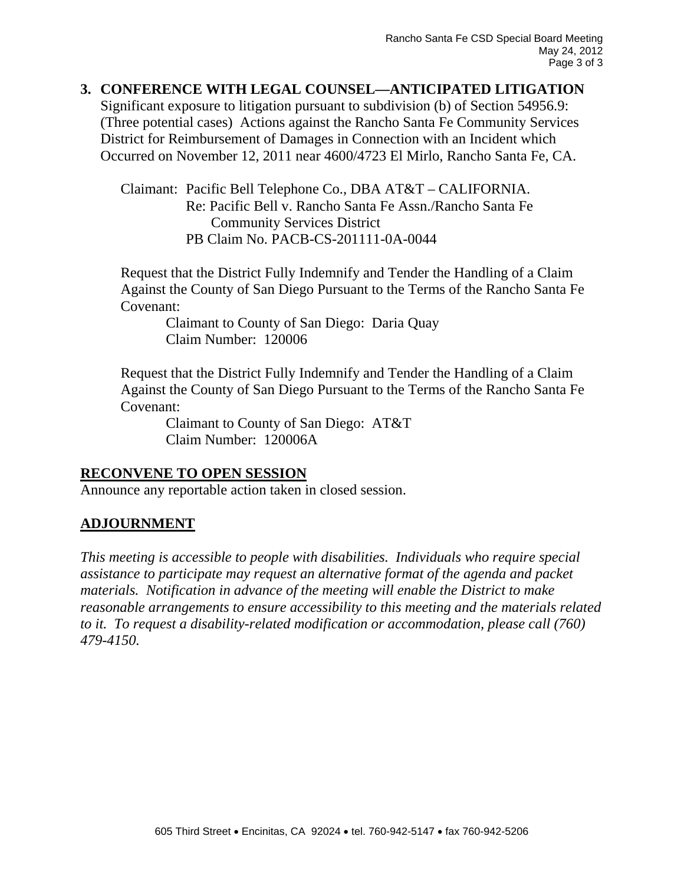**3. CONFERENCE WITH LEGAL COUNSEL—ANTICIPATED LITIGATION**
Significant exposure to litigation pursuant to subdivision (b) of Section 54956.9: (Three potential cases) Actions against the Rancho Santa Fe Community Services District for Reimbursement of Damages in Connection with an Incident which Occurred on November 12, 2011 near 4600/4723 El Mirlo, Rancho Santa Fe, CA.

Claimant: Pacific Bell Telephone Co., DBA AT&T – CALIFORNIA.
Re: Pacific Bell v. Rancho Santa Fe Assn./Rancho Santa Fe Community Services District
PB Claim No. PACB-CS-201111-0A-0044

Request that the District Fully Indemnify and Tender the Handling of a Claim Against the County of San Diego Pursuant to the Terms of the Rancho Santa Fe Covenant:
Claimant to County of San Diego: Daria Quay
Claim Number: 120006

Request that the District Fully Indemnify and Tender the Handling of a Claim Against the County of San Diego Pursuant to the Terms of the Rancho Santa Fe Covenant:
Claimant to County of San Diego: AT&T
Claim Number: 120006A

**RECONVENE TO OPEN SESSION**
Announce any reportable action taken in closed session.

**ADJOURNMENT**

*This meeting is accessible to people with disabilities. Individuals who require special assistance to participate may request an alternative format of the agenda and packet materials. Notification in advance of the meeting will enable the District to make reasonable arrangements to ensure accessibility to this meeting and the materials related to it. To request a disability-related modification or accommodation, please call (760) 479-4150.*